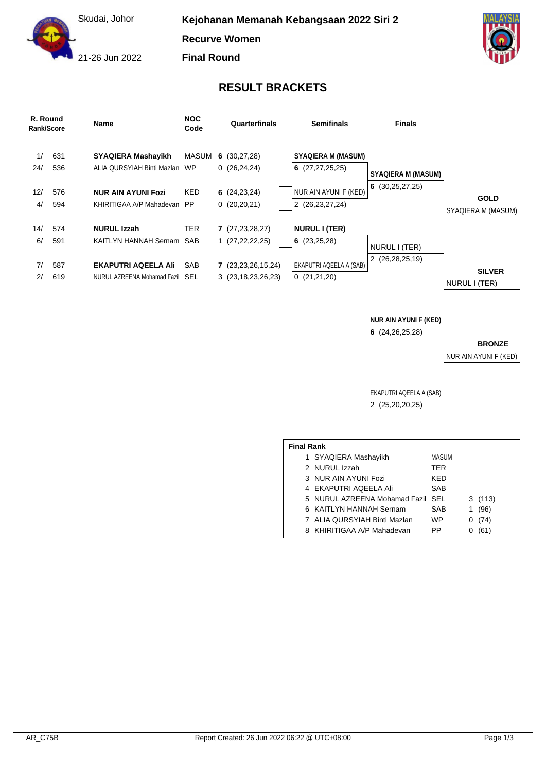Skudai, Johor

21-26 Jun 2022

**Kejohanan Memanah Kebangsaan 2022 Siri 2**

**Recurve Women**

**Final Round**

## RESULT BRACKETS

| R. Round Rank | Score | Name | NOC Code | Quarterfinals | Semifinals | Finals | |
|---|---|---|---|---|---|---|---|
| 1/ | 631 | **SYAQIERA Mashayikh** | MASUM | **6** (30,27,28) | **SYAQIERA M (MASUM)** | | |
| 24/ | 536 | ALIA QURSYIAH Binti Mazlan | WP | 0 (26,24,24) | **6** (27,27,25,25) | **SYAQIERA M (MASUM)** | |
| 12/ | 576 | **NUR AIN AYUNI Fozi** | KED | **6** (24,23,24) | NUR AIN AYUNI F (KED) | **6** (30,25,27,25) | **GOLD** |
| 4/ | 594 | KHIRITIGAA A/P Mahadevan | PP | 0 (20,20,21) | 2 (26,23,27,24) | | SYAQIERA M (MASUM) |
| 14/ | 574 | **NURUL Izzah** | TER | **7** (27,23,28,27) | **NURUL I (TER)** | | |
| 6/ | 591 | KAITLYN HANNAH Sernam | SAB | 1 (27,22,22,25) | **6** (23,25,28) | NURUL I (TER) | |
| 7/ | 587 | **EKAPUTRI AQEELA Ali** | SAB | **7** (23,23,26,15,24) | EKAPUTRI AQEELA A (SAB) | 2 (26,28,25,19) | **SILVER** |
| 2/ | 619 | NURUL AZREENA Mohamad Fazil | SEL | 3 (23,18,23,26,23) | 0 (21,21,20) | | NURUL I (TER) |

**Bronze Match**

| Finals | |
|---|---|
| **NUR AIN AYUNI F (KED)** | |
| **6** (24,26,25,28) | **BRONZE** |
| | NUR AIN AYUNI F (KED) |
| EKAPUTRI AQEELA A (SAB) | |
| 2 (25,20,20,25) | |

**Final Rank**

| Rank | Name | NOC | |
|---|---|---|---|
| 1 | SYAQIERA Mashayikh | MASUM | |
| 2 | NURUL Izzah | TER | |
| 3 | NUR AIN AYUNI Fozi | KED | |
| 4 | EKAPUTRI AQEELA Ali | SAB | |
| 5 | NURUL AZREENA Mohamad Fazil | SEL | 3 (113) |
| 6 | KAITLYN HANNAH Sernam | SAB | 1 (96) |
| 7 | ALIA QURSYIAH Binti Mazlan | WP | 0 (74) |
| 8 | KHIRITIGAA A/P Mahadevan | PP | 0 (61) |

AR_C75B    Report Created: 26 Jun 2022 06:22 @ UTC+08:00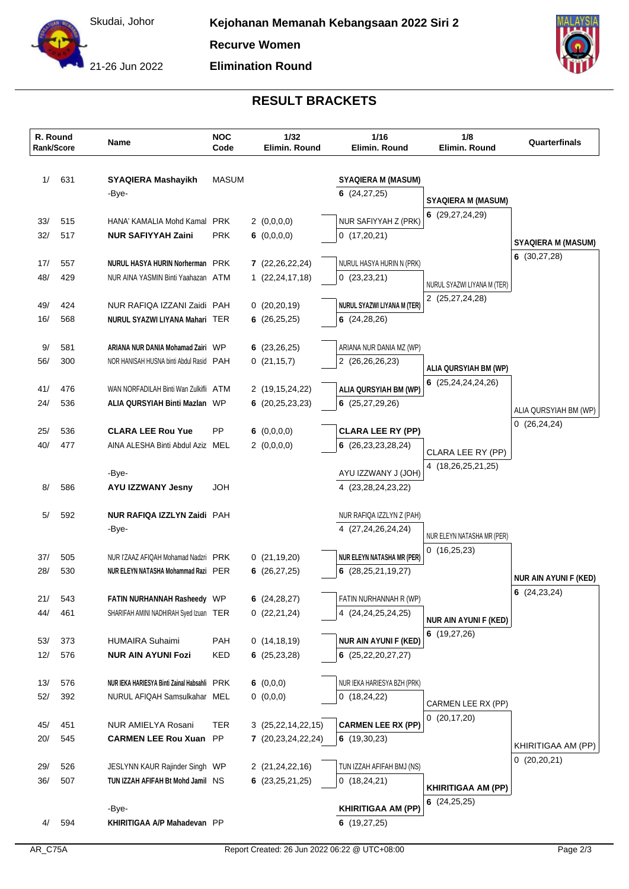Skudai, Johor

21-26 Jun 2022

**Kejohanan Memanah Kebangsaan 2022 Siri 2**

**Recurve Women**

**Elimination Round**

## RESULT BRACKETS

| R. Round Rank/Score | | Name | NOC Code | 1/32 Elimin. Round | 1/16 Elimin. Round | 1/8 Elimin. Round | Quarterfinals |
|---|---|---|---|---|---|---|---|
| 1/ | 631 | **SYAQIERA Mashayikh** | MASUM | | **SYAQIERA M (MASUM)** | | |
| | | -Bye- | | | **6** (24,27,25) | **SYAQIERA M (MASUM)** | |
| 33/ | 515 | HANA' KAMALIA Mohd Kamal | PRK | 2 (0,0,0,0) | NUR SAFIYYAH Z (PRK) | **6** (29,27,24,29) | |
| 32/ | 517 | **NUR SAFIYYAH Zaini** | PRK | **6** (0,0,0,0) | 0 (17,20,21) | | **SYAQIERA M (MASUM)** |
| 17/ | 557 | **NURUL HASYA HURIN Norherman** | PRK | **7** (22,26,22,24) | NURUL HASYA HURIN N (PRK) | | **6** (30,27,28) |
| 48/ | 429 | NUR AINA YASMIN Binti Yaahazan | ATM | 1 (22,24,17,18) | 0 (23,23,21) | NURUL SYAZWI LIYANA M (TER) | |
| 49/ | 424 | NUR RAFIQA IZZANI Zaidi | PAH | 0 (20,20,19) | **NURUL SYAZWI LIYANA M (TER)** | 2 (25,27,24,28) | |
| 16/ | 568 | **NURUL SYAZWI LIYANA Mahari** | TER | **6** (26,25,25) | **6** (24,28,26) | | |
| 9/ | 581 | **ARIANA NUR DANIA Mohamad Zairi** | WP | **6** (23,26,25) | ARIANA NUR DANIA MZ (WP) | | |
| 56/ | 300 | NOR HANISAH HUSNA binti Abdul Rasid | PAH | 0 (21,15,7) | 2 (26,26,26,23) | **ALIA QURSYIAH BM (WP)** | |
| 41/ | 476 | WAN NORFADILAH Binti Wan Zulkifli | ATM | 2 (19,15,24,22) | **ALIA QURSYIAH BM (WP)** | **6** (25,24,24,24,26) | |
| 24/ | 536 | **ALIA QURSYIAH Binti Mazlan** | WP | **6** (20,25,23,23) | **6** (25,27,29,26) | | ALIA QURSYIAH BM (WP) |
| 25/ | 536 | **CLARA LEE Rou Yue** | PP | **6** (0,0,0,0) | **CLARA LEE RY (PP)** | | 0 (26,24,24) |
| 40/ | 477 | AINA ALESHA Binti Abdul Aziz | MEL | 2 (0,0,0,0) | **6** (26,23,23,28,24) | CLARA LEE RY (PP) | |
| | | -Bye- | | | AYU IZZWANY J (JOH) | 4 (18,26,25,21,25) | |
| 8/ | 586 | **AYU IZZWANY Jesny** | JOH | | 4 (23,28,24,23,22) | | |
| 5/ | 592 | **NUR RAFIQA IZZLYN Zaidi** | PAH | | NUR RAFIQA IZZLYN Z (PAH) | | |
| | | -Bye- | | | 4 (27,24,26,24,24) | NUR ELEYN NATASHA MR (PER) | |
| 37/ | 505 | NUR I'ZAAZ AFIQAH Mohamad Nadzri | PRK | 0 (21,19,20) | **NUR ELEYN NATASHA MR (PER)** | 0 (16,25,23) | |
| 28/ | 530 | **NUR ELEYN NATASHA Mohammad Razi** | PER | **6** (26,27,25) | **6** (28,25,21,19,27) | | **NUR AIN AYUNI F (KED)** |
| 21/ | 543 | **FATIN NURHANNAH Rasheedy** | WP | **6** (24,28,27) | FATIN NURHANNAH R (WP) | | **6** (24,23,24) |
| 44/ | 461 | SHARIFAH AMINI NADHIRAH Syed Izuan | TER | 0 (22,21,24) | 4 (24,24,25,24,25) | **NUR AIN AYUNI F (KED)** | |
| 53/ | 373 | HUMAIRA Suhaimi | PAH | 0 (14,18,19) | **NUR AIN AYUNI F (KED)** | **6** (19,27,26) | |
| 12/ | 576 | **NUR AIN AYUNI Fozi** | KED | **6** (25,23,28) | **6** (25,22,20,27,27) | | |
| 13/ | 576 | **NUR IEKA HARIESYA Binti Zainal Habsahli** | PRK | **6** (0,0,0) | NUR IEKA HARIESYA BZH (PRK) | | |
| 52/ | 392 | NURUL AFIQAH Samsulkahar | MEL | 0 (0,0,0) | 0 (18,24,22) | CARMEN LEE RX (PP) | |
| 45/ | 451 | NUR AMIELYA Rosani | TER | 3 (25,22,14,22,15) | **CARMEN LEE RX (PP)** | 0 (20,17,20) | |
| 20/ | 545 | **CARMEN LEE Rou Xuan** | PP | **7** (20,23,24,22,24) | **6** (19,30,23) | | KHIRITIGAA AM (PP) |
| 29/ | 526 | JESLYNN KAUR Rajinder Singh | WP | 2 (21,24,22,16) | TUN IZZAH AFIFAH BMJ (NS) | | 0 (20,20,21) |
| 36/ | 507 | **TUN IZZAH AFIFAH Bt Mohd Jamil** | NS | **6** (23,25,21,25) | 0 (18,24,21) | **KHIRITIGAA AM (PP)** | |
| | | -Bye- | | | **KHIRITIGAA AM (PP)** | **6** (24,25,25) | |
| 4/ | 594 | **KHIRITIGAA A/P Mahadevan** | PP | | **6** (19,27,25) | | |

AR_C75A

Report Created: 26 Jun 2022 06:22 @ UTC+08:00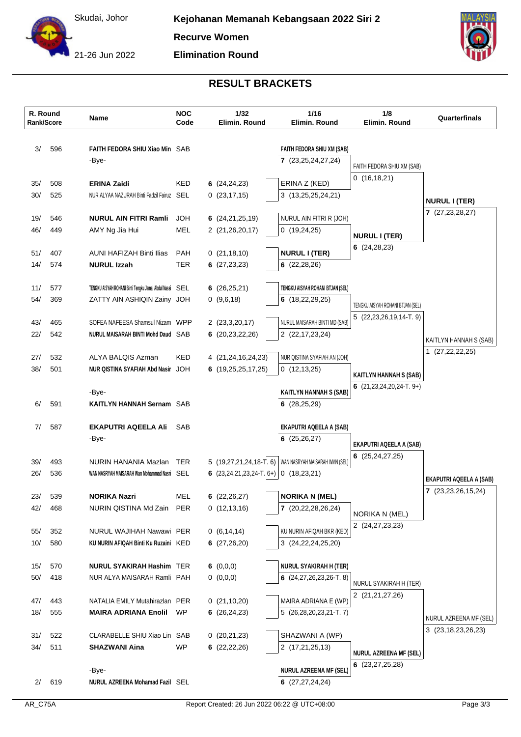Skudai, Johor

21-26 Jun 2022

**Kejohanan Memanah Kebangsaan 2022 Siri 2**

**Recurve Women**

**Elimination Round**

## RESULT BRACKETS

| R. Round Rank/Score | | Name | NOC Code | 1/32 Elimin. Round | 1/16 Elimin. Round | 1/8 Elimin. Round | Quarterfinals |
|---|---|---|---|---|---|---|---|
| 3/ | 596 | **FAITH FEDORA SHIU Xiao Min** | SAB | | **FAITH FEDORA SHIU XM (SAB)** | | |
| | | -Bye- | | | **7** (23,25,24,27,24) | FAITH FEDORA SHIU XM (SAB) | |
| 35/ | 508 | **ERINA Zaidi** | KED | **6** (24,24,23) | ERINA Z (KED) | 0 (16,18,21) | |
| 30/ | 525 | NUR ALYAA NAZURAH Binti Fadzil Fairuz | SEL | 0 (23,17,15) | 3 (13,25,25,24,21) | | **NURUL I (TER)** |
| 19/ | 546 | **NURUL AIN FITRI Ramli** | JOH | **6** (24,21,25,19) | NURUL AIN FITRI R (JOH) | | **7** (27,23,28,27) |
| 46/ | 449 | AMY Ng Jia Hui | MEL | 2 (21,26,20,17) | 0 (19,24,25) | **NURUL I (TER)** | |
| 51/ | 407 | AUNI HAFIZAH Binti Ilias | PAH | 0 (21,18,10) | **NURUL I (TER)** | **6** (24,28,23) | |
| 14/ | 574 | **NURUL Izzah** | TER | **6** (27,23,23) | **6** (22,28,26) | | |
| 11/ | 577 | **TENGKU AISYAH ROHANI Binti Tengku Jamal Abdul Nassi** | SEL | **6** (26,25,21) | **TENGKU AISYAH ROHANI BTJAN (SEL)** | | |
| 54/ | 369 | ZATTY AIN ASHIQIN Zainy | JOH | 0 (9,6,18) | **6** (18,22,29,25) | TENGKU AISYAH ROHANI BTJAN (SEL) | |
| 43/ | 465 | SOFEA NAFEESA Shamsul Nizam | WPP | 2 (23,3,20,17) | NURUL MAISARAH BINTI MD (SAB) | 5 (22,23,26,19,14-T. 9) | |
| 22/ | 542 | **NURUL MAISARAH BINTI Mohd Daud** | SAB | **6** (20,23,22,26) | 2 (22,17,23,24) | | KAITLYN HANNAH S (SAB) |
| 27/ | 532 | ALYA BALQIS Azman | KED | 4 (21,24,16,24,23) | NUR QISTINA SYAFIAH AN (JOH) | | 1 (27,22,22,25) |
| 38/ | 501 | **NUR QISTINA SYAFIAH Abd Nasir** | JOH | **6** (19,25,25,17,25) | 0 (12,13,25) | **KAITLYN HANNAH S (SAB)** | |
| | | -Bye- | | | **KAITLYN HANNAH S (SAB)** | **6** (21,23,24,20,24-T. 9+) | |
| 6/ | 591 | **KAITLYN HANNAH Sernam** | SAB | | **6** (28,25,29) | | |
| 7/ | 587 | **EKAPUTRI AQEELA Ali** | SAB | | **EKAPUTRI AQEELA A (SAB)** | | |
| | | -Bye- | | | **6** (25,26,27) | **EKAPUTRI AQEELA A (SAB)** | |
| 39/ | 493 | NURIN HANANIA Mazlan | TER | 5 (19,27,21,24,18-T. 6) | WAN NASRYAH MAISARAH WMN (SEL) | **6** (25,24,27,25) | |
| 26/ | 536 | **WAN NASRYAH MAISARAH Wan Mohammad Nasri** | SEL | **6** (23,24,21,23,24-T. 6+) | 0 (18,23,21) | | **EKAPUTRI AQEELA A (SAB)** |
| 23/ | 539 | **NORIKA Nazri** | MEL | **6** (22,26,27) | **NORIKA N (MEL)** | | **7** (23,23,26,15,24) |
| 42/ | 468 | NURIN QISTINA Md Zain | PER | 0 (12,13,16) | **7** (20,22,28,26,24) | NORIKA N (MEL) | |
| 55/ | 352 | NURUL WAJIHAH Nawawi | PER | 0 (6,14,14) | KU NURIN AFIQAH BKR (KED) | 2 (24,27,23,23) | |
| 10/ | 580 | **KU NURIN AFIQAH Binti Ku Ruzaini** | KED | **6** (27,26,20) | 3 (24,22,24,25,20) | | |
| 15/ | 570 | **NURUL SYAKIRAH Hashim** | TER | **6** (0,0,0) | **NURUL SYAKIRAH H (TER)** | | |
| 50/ | 418 | NUR ALYA MAISARAH Ramli | PAH | 0 (0,0,0) | **6** (24,27,26,23,26-T. 8) | NURUL SYAKIRAH H (TER) | |
| 47/ | 443 | NATALIA EMILY Mutahirazlan | PER | 0 (21,10,20) | MAIRA ADRIANA E (WP) | 2 (21,21,27,26) | |
| 18/ | 555 | **MAIRA ADRIANA Enolil** | WP | **6** (26,24,23) | 5 (26,28,20,23,21-T. 7) | | NURUL AZREENA MF (SEL) |
| 31/ | 522 | CLARABELLE SHIU Xiao Lin | SAB | 0 (20,21,23) | SHAZWANI A (WP) | | 3 (23,18,23,26,23) |
| 34/ | 511 | **SHAZWANI Aina** | WP | **6** (22,22,26) | 2 (17,21,25,13) | **NURUL AZREENA MF (SEL)** | |
| | | -Bye- | | | **NURUL AZREENA MF (SEL)** | **6** (23,27,25,28) | |
| 2/ | 619 | **NURUL AZREENA Mohamad Fazil** | SEL | | **6** (27,27,24,24) | | |

AR_C75A

Report Created: 26 Jun 2022 06:22 @ UTC+08:00